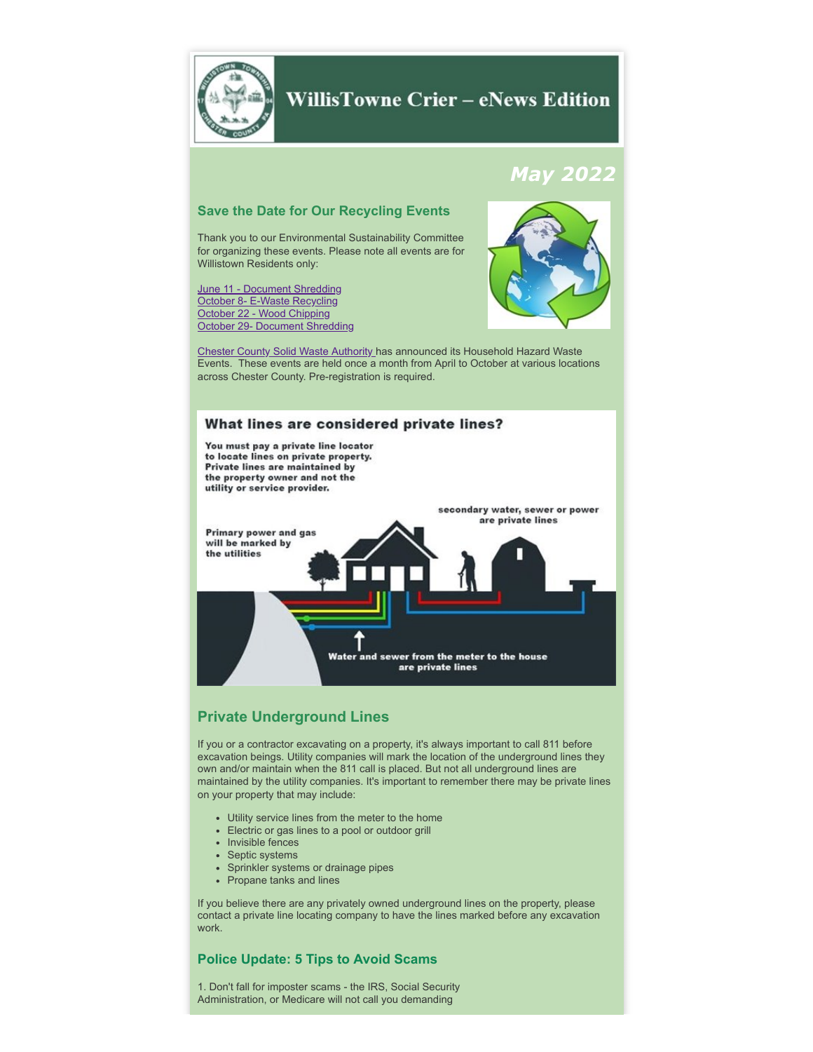# WillisTowne Crier – eNews Edition

## *May 2022*

### Save the Date for Our Recycling Events

Thank you to our Environmental Sustainability Committee for organizing these events. Please note all events are for Willistown Residents only:

June 11 - Document Shredding
October 8- E-Waste Recycling
October 22 - Wood Chipping
October 29- Document Shredding

Chester County Solid Waste Authority has announced its Household Hazard Waste Events. These events are held once a month from April to October at various locations across Chester County. Pre-registration is required.

**What lines are considered private lines?**

**You must pay a private line locator to locate lines on private property. Private lines are maintained by the property owner and not the utility or service provider.**

**Primary power and gas will be marked by the utilities**

**secondary water, sewer or power are private lines**

**Water and sewer from the meter to the house are private lines**

## Private Underground Lines

If you or a contractor excavating on a property, it's always important to call 811 before excavation beings. Utility companies will mark the location of the underground lines they own and/or maintain when the 811 call is placed. But not all underground lines are maintained by the utility companies. It's important to remember there may be private lines on your property that may include:

- Utility service lines from the meter to the home
- Electric or gas lines to a pool or outdoor grill
- Invisible fences
- Septic systems
- Sprinkler systems or drainage pipes
- Propane tanks and lines

If you believe there are any privately owned underground lines on the property, please contact a private line locating company to have the lines marked before any excavation work.

### Police Update: 5 Tips to Avoid Scams

1. Don't fall for imposter scams - the IRS, Social Security Administration, or Medicare will not call you demanding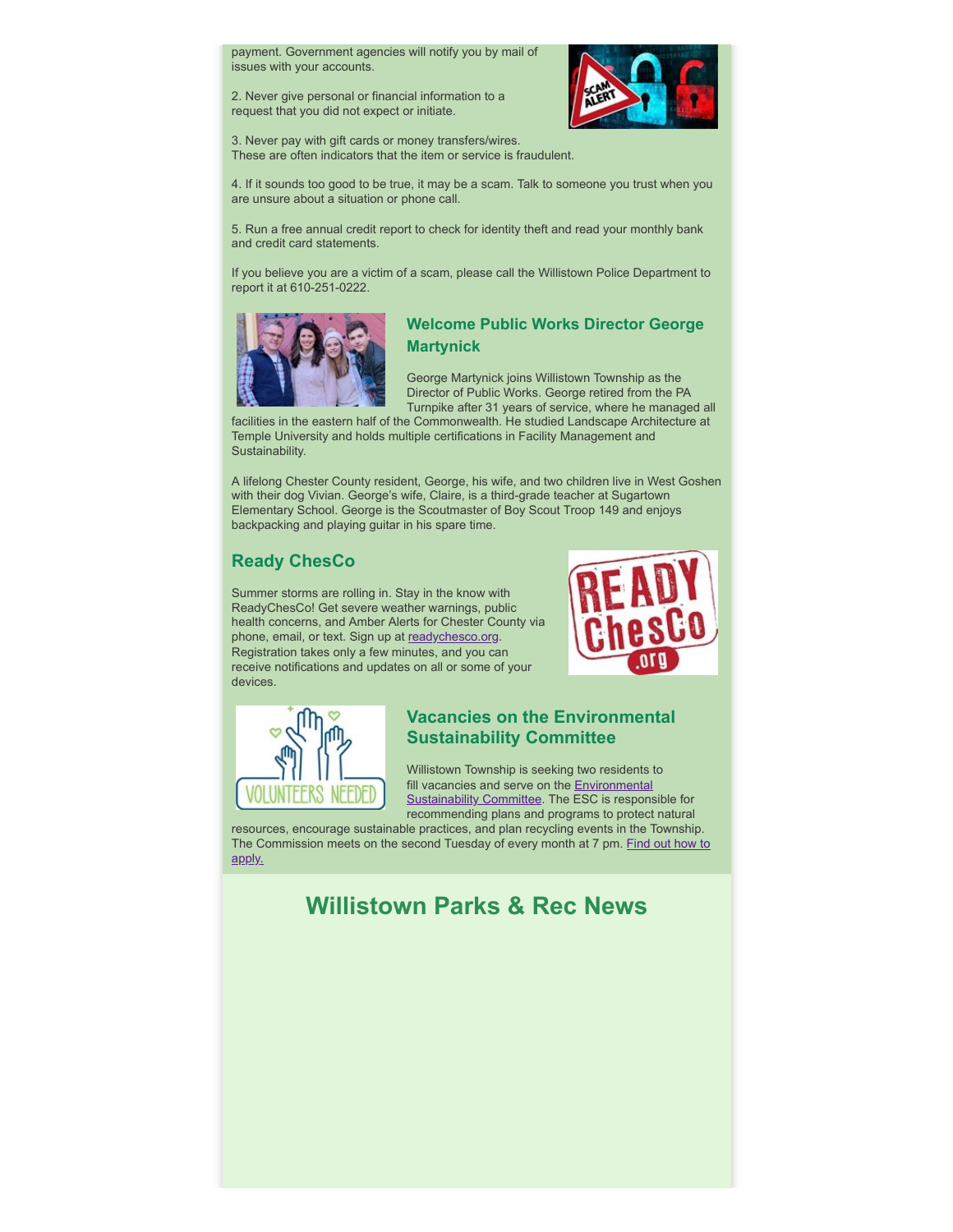payment. Government agencies will notify you by mail of issues with your accounts.

2. Never give personal or financial information to a request that you did not expect or initiate.

3. Never pay with gift cards or money transfers/wires. These are often indicators that the item or service is fraudulent.

4. If it sounds too good to be true, it may be a scam. Talk to someone you trust when you are unsure about a situation or phone call.

5. Run a free annual credit report to check for identity theft and read your monthly bank and credit card statements.

If you believe you are a victim of a scam, please call the Willistown Police Department to report it at 610-251-0222.

### Welcome Public Works Director George Martynick

George Martynick joins Willistown Township as the Director of Public Works. George retired from the PA Turnpike after 31 years of service, where he managed all facilities in the eastern half of the Commonwealth. He studied Landscape Architecture at Temple University and holds multiple certifications in Facility Management and Sustainability.

A lifelong Chester County resident, George, his wife, and two children live in West Goshen with their dog Vivian. George's wife, Claire, is a third-grade teacher at Sugartown Elementary School. George is the Scoutmaster of Boy Scout Troop 149 and enjoys backpacking and playing guitar in his spare time.

### Ready ChesCo

Summer storms are rolling in. Stay in the know with ReadyChesCo! Get severe weather warnings, public health concerns, and Amber Alerts for Chester County via phone, email, or text. Sign up at readychesco.org. Registration takes only a few minutes, and you can receive notifications and updates on all or some of your devices.

### Vacancies on the Environmental Sustainability Committee

Willistown Township is seeking two residents to fill vacancies and serve on the Environmental Sustainability Committee. The ESC is responsible for recommending plans and programs to protect natural resources, encourage sustainable practices, and plan recycling events in the Township. The Commission meets on the second Tuesday of every month at 7 pm. Find out how to apply.

## Willistown Parks & Rec News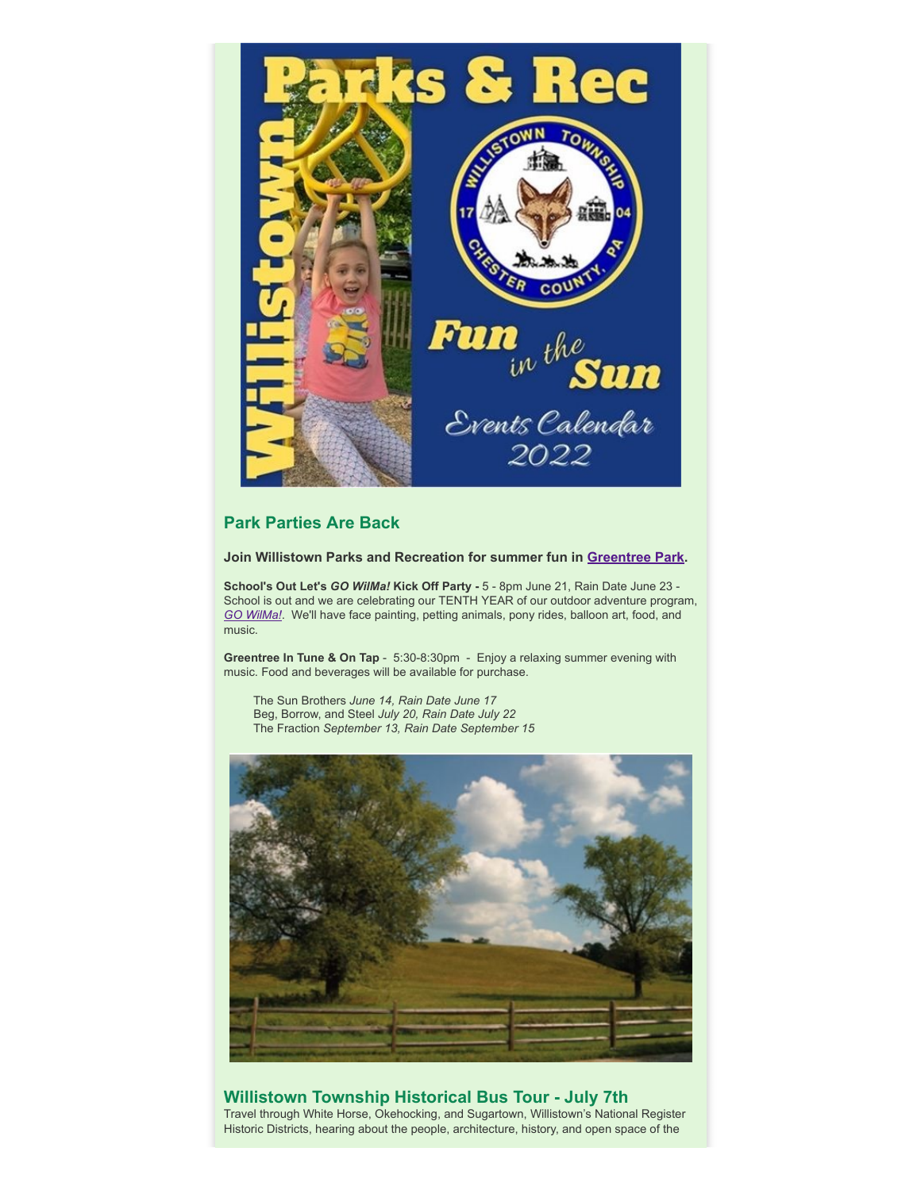## Park Parties Are Back

**Join Willistown Parks and Recreation for summer fun in Greentree Park.**

**School's Out Let's *GO WilMa!* Kick Off Party -** 5 - 8pm June 21, Rain Date June 23 - School is out and we are celebrating our TENTH YEAR of our outdoor adventure program, *GO WilMa!*. We'll have face painting, petting animals, pony rides, balloon art, food, and music.

**Greentree In Tune & On Tap** - 5:30-8:30pm - Enjoy a relaxing summer evening with music. Food and beverages will be available for purchase.

The Sun Brothers *June 14, Rain Date June 17*
Beg, Borrow, and Steel *July 20, Rain Date July 22*
The Fraction *September 13, Rain Date September 15*

## Willistown Township Historical Bus Tour - July 7th

Travel through White Horse, Okehocking, and Sugartown, Willistown's National Register Historic Districts, hearing about the people, architecture, history, and open space of the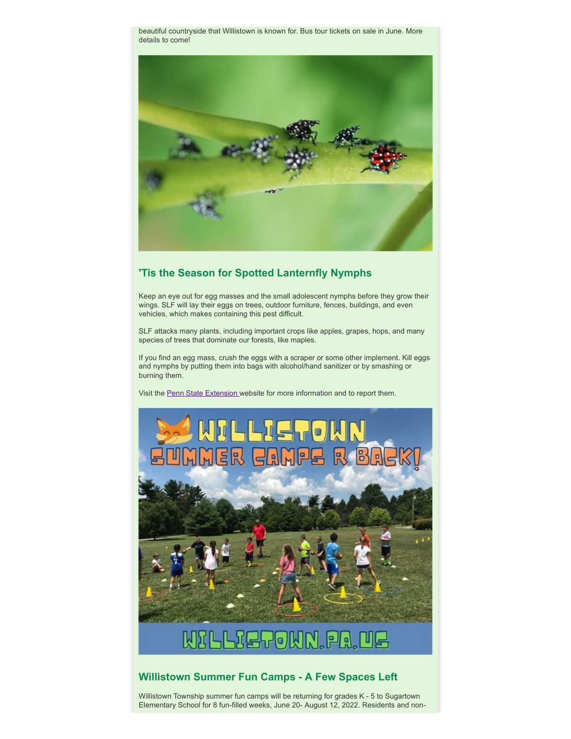beautiful countryside that Willistown is known for. Bus tour tickets on sale in June. More details to come!

## 'Tis the Season for Spotted Lanternfly Nymphs

Keep an eye out for egg masses and the small adolescent nymphs before they grow their wings. SLF will lay their eggs on trees, outdoor furniture, fences, buildings, and even vehicles, which makes containing this pest difficult.

SLF attacks many plants, including important crops like apples, grapes, hops, and many species of trees that dominate our forests, like maples.

If you find an egg mass, crush the eggs with a scraper or some other implement. Kill eggs and nymphs by putting them into bags with alcohol/hand sanitizer or by smashing or burning them.

Visit the Penn State Extension website for more information and to report them.

## Willistown Summer Fun Camps - A Few Spaces Left

Willistown Township summer fun camps will be returning for grades K - 5 to Sugartown Elementary School for 8 fun-filled weeks, June 20- August 12, 2022. Residents and non-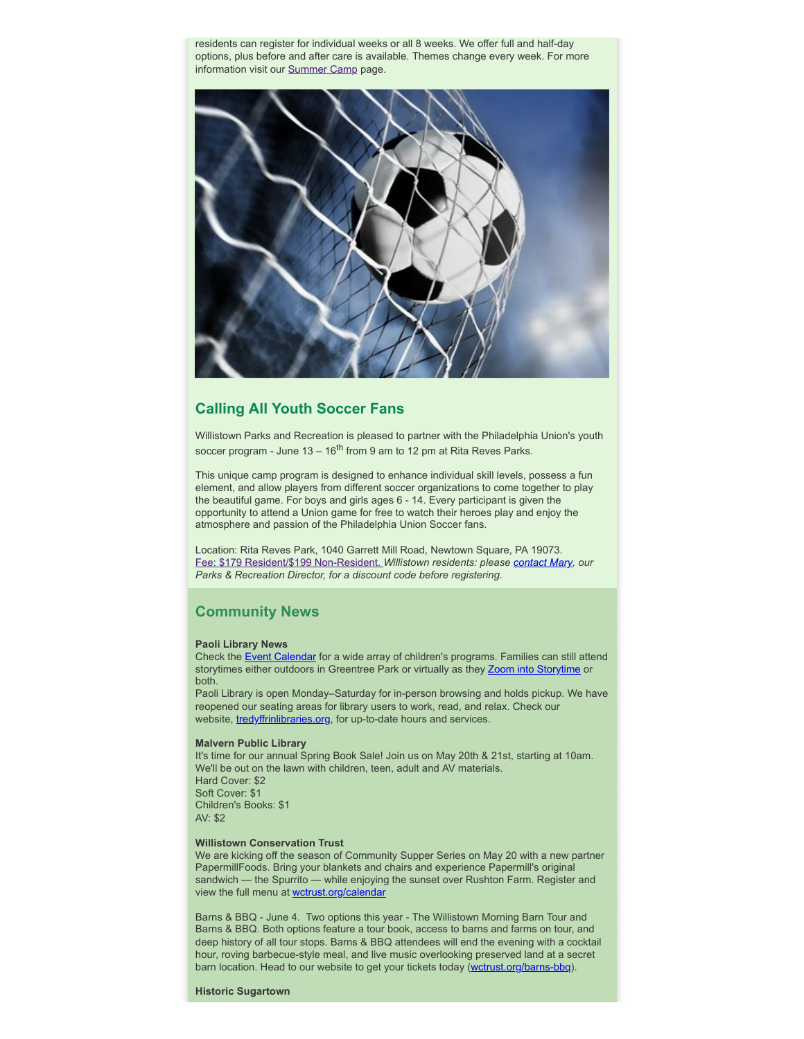residents can register for individual weeks or all 8 weeks. We offer full and half-day options, plus before and after care is available. Themes change every week. For more information visit our Summer Camp page.

## Calling All Youth Soccer Fans

Willistown Parks and Recreation is pleased to partner with the Philadelphia Union's youth soccer program - June 13 – 16th from 9 am to 12 pm at Rita Reves Parks.

This unique camp program is designed to enhance individual skill levels, possess a fun element, and allow players from different soccer organizations to come together to play the beautiful game. For boys and girls ages 6 - 14. Every participant is given the opportunity to attend a Union game for free to watch their heroes play and enjoy the atmosphere and passion of the Philadelphia Union Soccer fans.

Location: Rita Reves Park, 1040 Garrett Mill Road, Newtown Square, PA 19073.
Fee: $179 Resident/$199 Non-Resident. *Willistown residents: please contact Mary, our Parks & Recreation Director, for a discount code before registering.*

## Community News

**Paoli Library News**
Check the Event Calendar for a wide array of children's programs. Families can still attend storytimes either outdoors in Greentree Park or virtually as they Zoom into Storytime or both.
Paoli Library is open Monday–Saturday for in-person browsing and holds pickup. We have reopened our seating areas for library users to work, read, and relax. Check our website, tredyffrinlibraries.org, for up-to-date hours and services.

**Malvern Public Library**
It's time for our annual Spring Book Sale! Join us on May 20th & 21st, starting at 10am. We'll be out on the lawn with children, teen, adult and AV materials.
Hard Cover: $2
Soft Cover: $1
Children's Books: $1
AV: $2

**Willistown Conservation Trust**
We are kicking off the season of Community Supper Series on May 20 with a new partner PapermillFoods. Bring your blankets and chairs and experience Papermill's original sandwich — the Spurrito — while enjoying the sunset over Rushton Farm. Register and view the full menu at wctrust.org/calendar

Barns & BBQ - June 4. Two options this year - The Willistown Morning Barn Tour and Barns & BBQ. Both options feature a tour book, access to barns and farms on tour, and deep history of all tour stops. Barns & BBQ attendees will end the evening with a cocktail hour, roving barbecue-style meal, and live music overlooking preserved land at a secret barn location. Head to our website to get your tickets today (wctrust.org/barns-bbq).

**Historic Sugartown**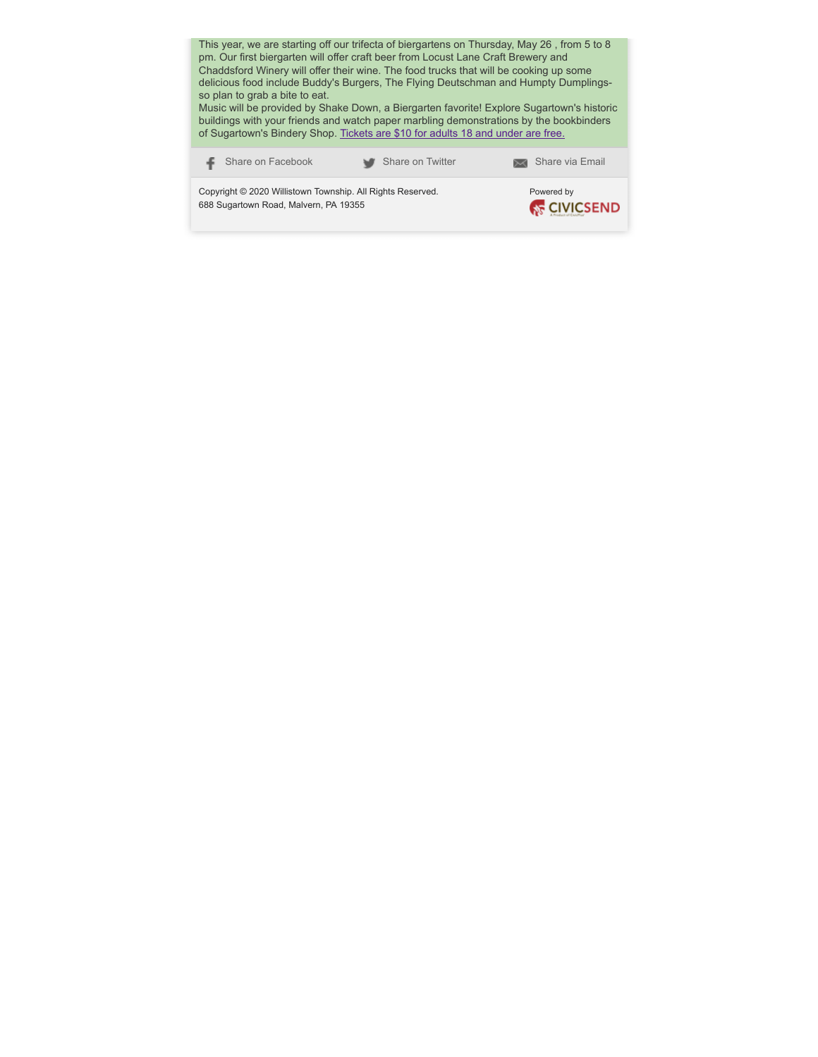This year, we are starting off our trifecta of biergartens on Thursday, May 26 , from 5 to 8 pm. Our first biergarten will offer craft beer from Locust Lane Craft Brewery and Chaddsford Winery will offer their wine. The food trucks that will be cooking up some delicious food include Buddy's Burgers, The Flying Deutschman and Humpty Dumplings- so plan to grab a bite to eat.

Music will be provided by Shake Down, a Biergarten favorite! Explore Sugartown's historic buildings with your friends and watch paper marbling demonstrations by the bookbinders of Sugartown's Bindery Shop. Tickets are $10 for adults 18 and under are free.

Share on Facebook Share on Twitter Share via Email

Copyright © 2020 Willistown Township. All Rights Reserved.
688 Sugartown Road, Malvern, PA 19355

Powered by CIVICSEND